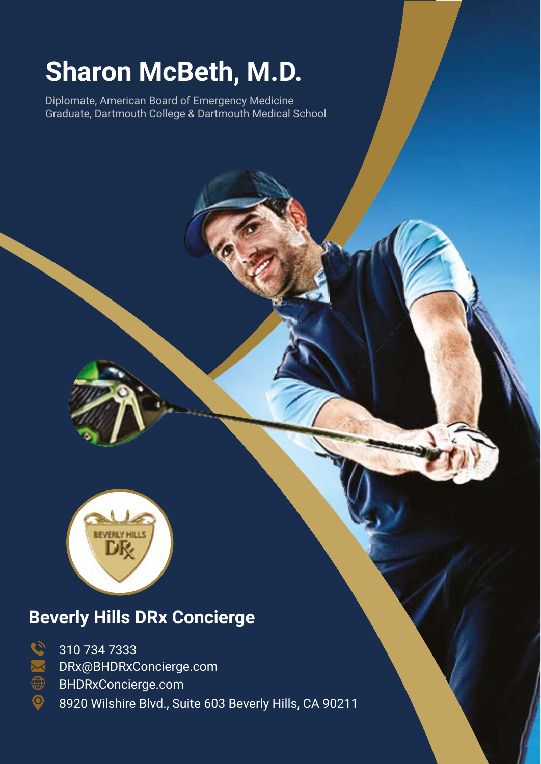# Sharon McBeth, M.D.

Diplomate, American Board of Emergency Medicine
Graduate, Dartmouth College & Dartmouth Medical School

## Beverly Hills DRx Concierge

- 310 734 7333
- DRx@BHDRxConcierge.com
- BHDRxConcierge.com
- 8920 Wilshire Blvd., Suite 603 Beverly Hills, CA 90211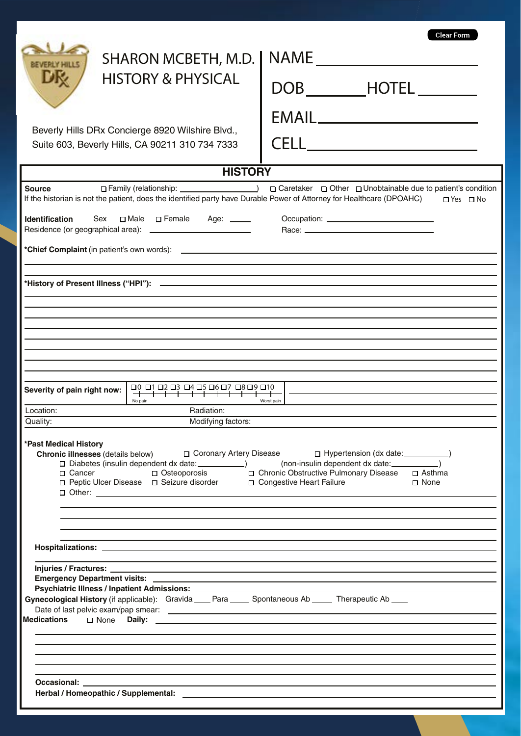Clear Form

# SHARON MCBETH, M.D.
## HISTORY & PHYSICAL

Beverly Hills DRx Concierge 8920 Wilshire Blvd., Suite 603, Beverly Hills, CA 90211 310 734 7333

NAME ____________________

DOB __________ HOTEL __________

EMAIL ____________________

CELL ____________________

## HISTORY

**Source** ☐ Family (relationship: ______________) ☐ Caretaker ☐ Other ☐ Unobtainable due to patient's condition

If the historian is not the patient, does the identified party have Durable Power of Attorney for Healthcare (DPOAHC) ☐ Yes ☐ No

**Identification** Sex ☐ Male ☐ Female Age: _____ Occupation: ______________

Residence (or geographical area): ______________ Race: ______________

***Chief Complaint** (in patient's own words): ____________________

***History of Present Illness ("HPI"):** ____________________

**Severity of pain right now:** ☐0 ☐1 ☐2 ☐3 ☐4 ☐5 ☐6 ☐7 ☐8 ☐9 ☐10 (No pain — Worst pain)

Location: ______________ Radiation: ______________

Quality: ______________ Modifying factors: ______________

***Past Medical History**

**Chronic illnesses** (details below) ☐ Coronary Artery Disease ☐ Hypertension (dx date: __________)

☐ Diabetes (insulin dependent dx date: __________) (non-insulin dependent dx date: __________)

☐ Cancer ☐ Osteoporosis ☐ Chronic Obstructive Pulmonary Disease ☐ Asthma

☐ Peptic Ulcer Disease ☐ Seizure disorder ☐ Congestive Heart Failure ☐ None

☐ Other: ____________________

**Hospitalizations:** ____________________

**Injuries / Fractures:** ____________________

**Emergency Department visits:** ____________________

**Psychiatric Illness / Inpatient Admissions:** ____________________

**Gynecological History** (if applicable): Gravida ____ Para ____ Spontaneous Ab ____ Therapeutic Ab ____

Date of last pelvic exam/pap smear: ____________________

**Medications** ☐ None **Daily:** ____________________

**Occasional:** ____________________

**Herbal / Homeopathic / Supplemental:** ____________________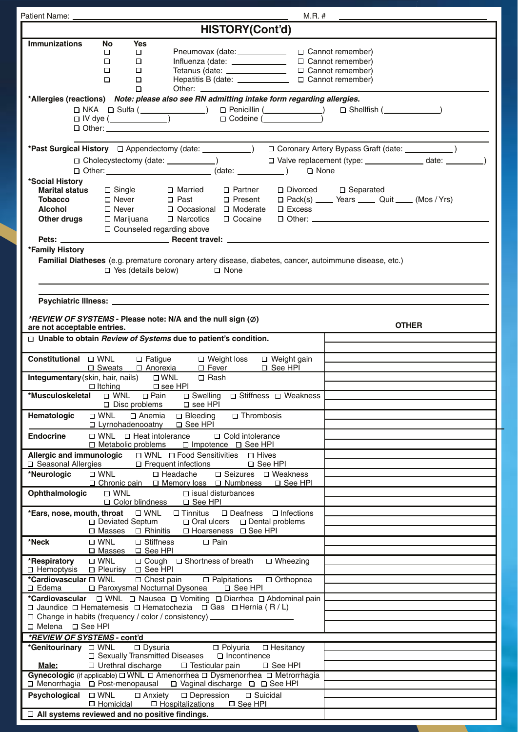Patient Name: ______________________ M.R. # ______________________

# HISTORY(Cont'd)

**Immunizations**

| No | Yes | | |
|---|---|---|---|
| ☐ | ☐ | Pneumovax (date: __________ | ☐ Cannot remember) |
| ☐ | ☐ | Influenza (date: __________ | ☐ Cannot remember) |
| ☐ | ☐ | Tetanus (date: __________ | ☐ Cannot remember) |
| ☐ | ☐ | Hepatitis B (date: __________ | ☐ Cannot remember) |
| | ☐ | Other: __________ | |

***Allergies (reactions)*** *Note: please also see RN admitting intake form regarding allergies.*

☐ NKA ☐ Sulfa (__________) ☐ Penicillin (__________) ☐ Shellfish (__________)
☐ IV dye (__________) ☐ Codeine (__________)
☐ Other: __________

**\*Past Surgical History** ☐ Appendectomy (date: __________) ☐ Coronary Artery Bypass Graft (date: __________)
☐ Cholecystectomy (date: __________) ☐ Valve replacement (type: __________ date: __________)
☐ Other: __________ (date: __________) ☐ None

**\*Social History**

**Marital status** ☐ Single ☐ Married ☐ Partner ☐ Divorced ☐ Separated
**Tobacco** ☐ Never ☐ Past ☐ Present ☐ Pack(s) ____ Years ____ Quit ____ (Mos / Yrs)
**Alcohol** ☐ Never ☐ Occasional ☐ Moderate ☐ Excess
**Other drugs** ☐ Marijuana ☐ Narcotics ☐ Cocaine ☐ Other: __________
☐ Counseled regarding above

**Pets:** __________ **Recent travel:** __________

**\*Family History**

**Familial Diatheses** (e.g. premature coronary artery disease, diabetes, cancer, autoimmune disease, etc.)
☐ Yes (details below) ☐ None

__________

**Psychiatric Illness:** __________

***\*REVIEW OF SYSTEMS*** **- Please note: N/A and the null sign (∅) are not acceptable entries.**

| | **OTHER** |
|---|---|
| ☐ **Unable to obtain *Review of Systems* due to patient's condition.** | |
| **Constitutional** ☐ WNL ☐ Fatigue ☐ Weight loss ☐ Weight gain ☐ Sweats ☐ Anorexia ☐ Fever ☐ See HPI | |
| **Integumentary** (skin, hair, nails) ☐ WNL ☐ Rash ☐ Itching ☐ see HPI | |
| **\*Musculoskeletal** ☐ WNL ☐ Pain ☐ Swelling ☐ Stiffness ☐ Weakness ☐ Disc problems ☐ see HPI | |
| **Hematologic** ☐ WNL ☐ Anemia ☐ Bleeding ☐ Thrombosis ☐ Lyrnohadenooatny ☐ See HPI | |
| **Endocrine** ☐ WNL ☐ Heat intolerance ☐ Cold intolerance ☐ Metabolic problems ☐ Impotence ☐ See HPI | |
| **Allergic and immunologic** ☐ WNL ☐ Food Sensitivities ☐ Hives ☐ Seasonal Allergies ☐ Frequent infections ☐ See HPI | |
| **\*Neurologic** ☐ WNL ☐ Headache ☐ Seizures ☐ Weakness ☐ Chronic pain ☐ Memory loss ☐ Numbness ☐ See HPI | |
| **Ophthalmologic** ☐ WNL ☐ isual disturbances ☐ Color blindness ☐ See HPI | |
| **\*Ears, nose, mouth, throat** ☐ WNL ☐ Tinnitus ☐ Deafness ☐ Infections ☐ Deviated Septum ☐ Oral ulcers ☐ Dental problems ☐ Masses ☐ Rhinitis ☐ Hoarseness ☐ See HPI | |
| **\*Neck** ☐ WNL ☐ Stiffness ☐ Pain ☐ Masses ☐ See HPI | |
| **\*Respiratory** ☐ WNL ☐ Cough ☐ Shortness of breath ☐ Wheezing ☐ Hemoptysis ☐ Pleurisy ☐ See HPI | |
| **\*Cardiovascular** ☐ WNL ☐ Chest pain ☐ Palpitations ☐ Orthopnea ☐ Edema ☐ Paroxysmal Nocturnal Dysonea ☐ See HPI | |
| **\*Cardiovascular** ☐ WNL ☐ Nausea ☐ Vomiting ☐ Diarrhea ☐ Abdominal pain ☐ Jaundice ☐ Hematemesis ☐ Hematochezia ☐ Gas ☐ Hernia ( R / L) ☐ Change in habits (frequency / color / consistency) __________ ☐ Melena ☐ See HPI | |
| ***\*REVIEW OF SYSTEMS*** **- cont'd** | |
| **\*Genitourinary** ☐ WNL ☐ Dysuria ☐ Polyuria ☐ Hesitancy ☐ Sexually Transmitted Diseases ☐ Incontinence **Male:** ☐ Urethral discharge ☐ Testicular pain ☐ See HPI | |
| **Gynecologic** (if applicable) ☐ WNL ☐ Amenorrhea ☐ Dysmenorrhea ☐ Metrorrhagia ☐ Menorrhagia ☐ Post-menopausal ☐ Vaginal discharge ☐ ☐ See HPI | |
| **Psychological** ☐ WNL ☐ Anxiety ☐ Depression ☐ Suicidal ☐ Homicidal ☐ Hospitalizations ☐ See HPI | |
| ☐ **All systems reviewed and no positive findings.** | |